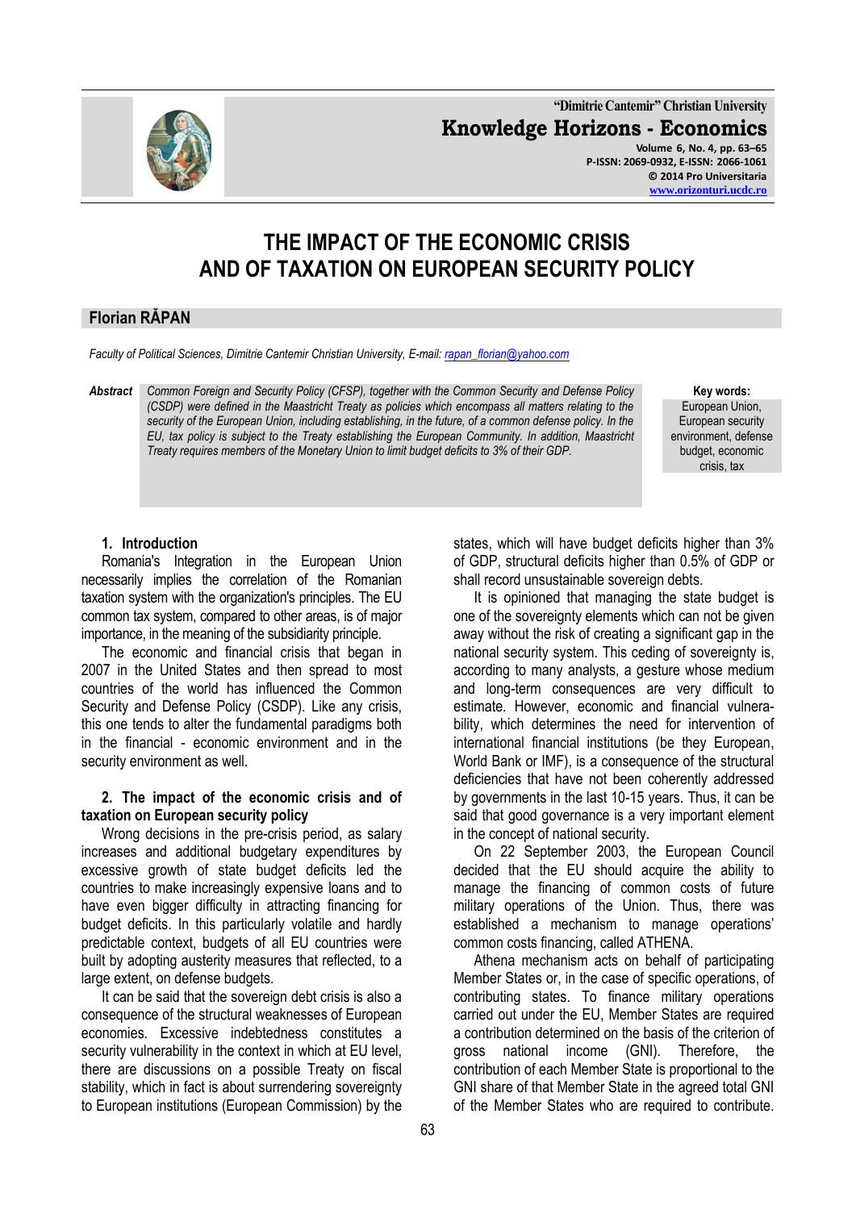# THE IMPACT OF THE ECONOMIC CRISIS AND OF TAXATION ON EUROPEAN SECURITY POLICY

## Florian RĂPAN

*Faculty of Political Sciences, Dimitrie Cantemir Christian University, E-mail: rapan_florian@yahoo.com*

***Abstract*** *Common Foreign and Security Policy (CFSP), together with the Common Security and Defense Policy (CSDP) were defined in the Maastricht Treaty as policies which encompass all matters relating to the security of the European Union, including establishing, in the future, of a common defense policy. In the EU, tax policy is subject to the Treaty establishing the European Community. In addition, Maastricht Treaty requires members of the Monetary Union to limit budget deficits to 3% of their GDP.*

**Key words:** European Union, European security environment, defense budget, economic crisis, tax

### 1. Introduction

Romania's Integration in the European Union necessarily implies the correlation of the Romanian taxation system with the organization's principles. The EU common tax system, compared to other areas, is of major importance, in the meaning of the subsidiarity principle.

The economic and financial crisis that began in 2007 in the United States and then spread to most countries of the world has influenced the Common Security and Defense Policy (CSDP). Like any crisis, this one tends to alter the fundamental paradigms both in the financial - economic environment and in the security environment as well.

### 2. The impact of the economic crisis and of taxation on European security policy

Wrong decisions in the pre-crisis period, as salary increases and additional budgetary expenditures by excessive growth of state budget deficits led the countries to make increasingly expensive loans and to have even bigger difficulty in attracting financing for budget deficits. In this particularly volatile and hardly predictable context, budgets of all EU countries were built by adopting austerity measures that reflected, to a large extent, on defense budgets.

It can be said that the sovereign debt crisis is also a consequence of the structural weaknesses of European economies. Excessive indebtedness constitutes a security vulnerability in the context in which at EU level, there are discussions on a possible Treaty on fiscal stability, which in fact is about surrendering sovereignty to European institutions (European Commission) by the states, which will have budget deficits higher than 3% of GDP, structural deficits higher than 0.5% of GDP or shall record unsustainable sovereign debts.

It is opinioned that managing the state budget is one of the sovereignty elements which can not be given away without the risk of creating a significant gap in the national security system. This ceding of sovereignty is, according to many analysts, a gesture whose medium and long-term consequences are very difficult to estimate. However, economic and financial vulnerability, which determines the need for intervention of international financial institutions (be they European, World Bank or IMF), is a consequence of the structural deficiencies that have not been coherently addressed by governments in the last 10-15 years. Thus, it can be said that good governance is a very important element in the concept of national security.

On 22 September 2003, the European Council decided that the EU should acquire the ability to manage the financing of common costs of future military operations of the Union. Thus, there was established a mechanism to manage operations' common costs financing, called ATHENA.

Athena mechanism acts on behalf of participating Member States or, in the case of specific operations, of contributing states. To finance military operations carried out under the EU, Member States are required a contribution determined on the basis of the criterion of gross national income (GNI). Therefore, the contribution of each Member State is proportional to the GNI share of that Member State in the agreed total GNI of the Member States who are required to contribute.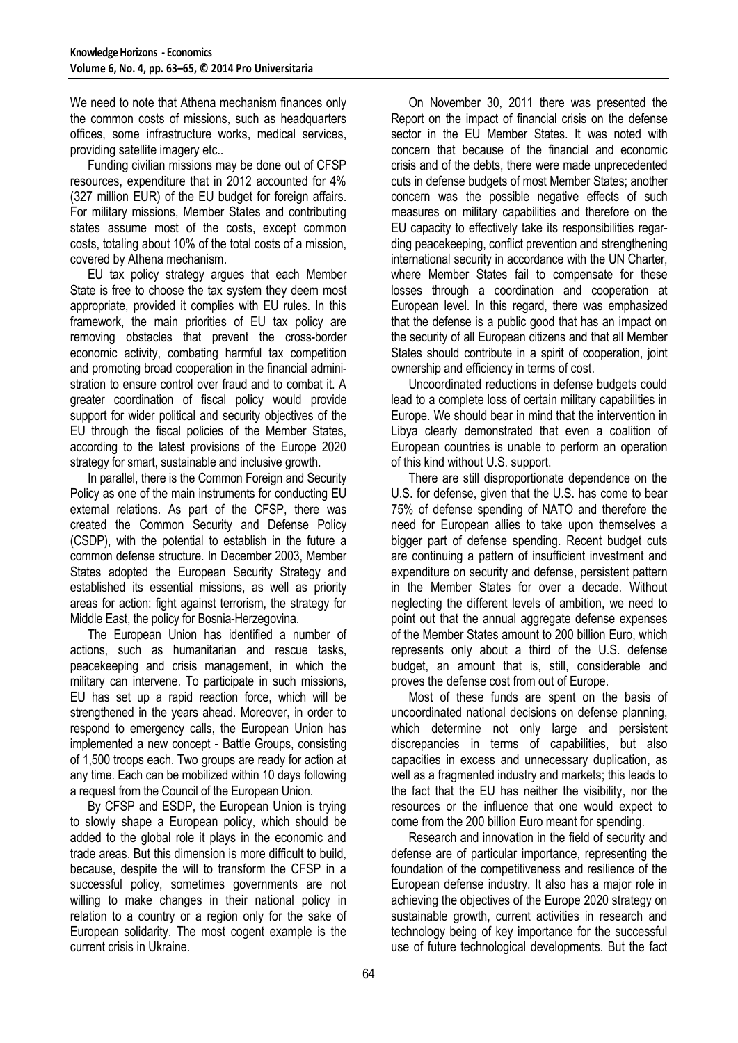We need to note that Athena mechanism finances only the common costs of missions, such as headquarters offices, some infrastructure works, medical services, providing satellite imagery etc..

Funding civilian missions may be done out of CFSP resources, expenditure that in 2012 accounted for 4% (327 million EUR) of the EU budget for foreign affairs. For military missions, Member States and contributing states assume most of the costs, except common costs, totaling about 10% of the total costs of a mission, covered by Athena mechanism.

EU tax policy strategy argues that each Member State is free to choose the tax system they deem most appropriate, provided it complies with EU rules. In this framework, the main priorities of EU tax policy are removing obstacles that prevent the cross-border economic activity, combating harmful tax competition and promoting broad cooperation in the financial administration to ensure control over fraud and to combat it. A greater coordination of fiscal policy would provide support for wider political and security objectives of the EU through the fiscal policies of the Member States, according to the latest provisions of the Europe 2020 strategy for smart, sustainable and inclusive growth.

In parallel, there is the Common Foreign and Security Policy as one of the main instruments for conducting EU external relations. As part of the CFSP, there was created the Common Security and Defense Policy (CSDP), with the potential to establish in the future a common defense structure. In December 2003, Member States adopted the European Security Strategy and established its essential missions, as well as priority areas for action: fight against terrorism, the strategy for Middle East, the policy for Bosnia-Herzegovina.

The European Union has identified a number of actions, such as humanitarian and rescue tasks, peacekeeping and crisis management, in which the military can intervene. To participate in such missions, EU has set up a rapid reaction force, which will be strengthened in the years ahead. Moreover, in order to respond to emergency calls, the European Union has implemented a new concept - Battle Groups, consisting of 1,500 troops each. Two groups are ready for action at any time. Each can be mobilized within 10 days following a request from the Council of the European Union.

By CFSP and ESDP, the European Union is trying to slowly shape a European policy, which should be added to the global role it plays in the economic and trade areas. But this dimension is more difficult to build, because, despite the will to transform the CFSP in a successful policy, sometimes governments are not willing to make changes in their national policy in relation to a country or a region only for the sake of European solidarity. The most cogent example is the current crisis in Ukraine.

On November 30, 2011 there was presented the Report on the impact of financial crisis on the defense sector in the EU Member States. It was noted with concern that because of the financial and economic crisis and of the debts, there were made unprecedented cuts in defense budgets of most Member States; another concern was the possible negative effects of such measures on military capabilities and therefore on the EU capacity to effectively take its responsibilities regarding peacekeeping, conflict prevention and strengthening international security in accordance with the UN Charter, where Member States fail to compensate for these losses through a coordination and cooperation at European level. In this regard, there was emphasized that the defense is a public good that has an impact on the security of all European citizens and that all Member States should contribute in a spirit of cooperation, joint ownership and efficiency in terms of cost.

Uncoordinated reductions in defense budgets could lead to a complete loss of certain military capabilities in Europe. We should bear in mind that the intervention in Libya clearly demonstrated that even a coalition of European countries is unable to perform an operation of this kind without U.S. support.

There are still disproportionate dependence on the U.S. for defense, given that the U.S. has come to bear 75% of defense spending of NATO and therefore the need for European allies to take upon themselves a bigger part of defense spending. Recent budget cuts are continuing a pattern of insufficient investment and expenditure on security and defense, persistent pattern in the Member States for over a decade. Without neglecting the different levels of ambition, we need to point out that the annual aggregate defense expenses of the Member States amount to 200 billion Euro, which represents only about a third of the U.S. defense budget, an amount that is, still, considerable and proves the defense cost from out of Europe.

Most of these funds are spent on the basis of uncoordinated national decisions on defense planning, which determine not only large and persistent discrepancies in terms of capabilities, but also capacities in excess and unnecessary duplication, as well as a fragmented industry and markets; this leads to the fact that the EU has neither the visibility, nor the resources or the influence that one would expect to come from the 200 billion Euro meant for spending.

Research and innovation in the field of security and defense are of particular importance, representing the foundation of the competitiveness and resilience of the European defense industry. It also has a major role in achieving the objectives of the Europe 2020 strategy on sustainable growth, current activities in research and technology being of key importance for the successful use of future technological developments. But the fact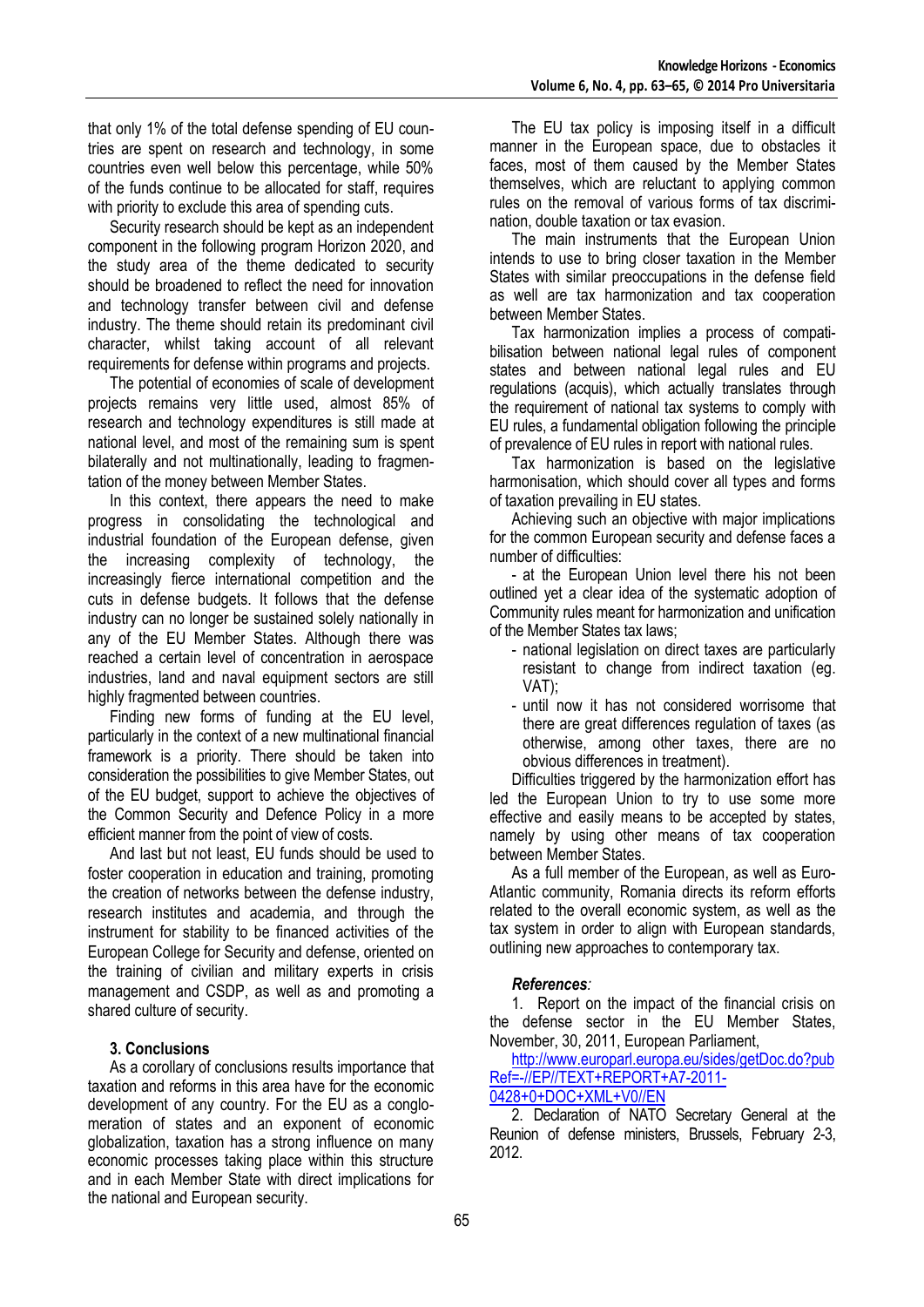that only 1% of the total defense spending of EU countries are spent on research and technology, in some countries even well below this percentage, while 50% of the funds continue to be allocated for staff, requires with priority to exclude this area of spending cuts.

Security research should be kept as an independent component in the following program Horizon 2020, and the study area of the theme dedicated to security should be broadened to reflect the need for innovation and technology transfer between civil and defense industry. The theme should retain its predominant civil character, whilst taking account of all relevant requirements for defense within programs and projects.

The potential of economies of scale of development projects remains very little used, almost 85% of research and technology expenditures is still made at national level, and most of the remaining sum is spent bilaterally and not multinationally, leading to fragmentation of the money between Member States.

In this context, there appears the need to make progress in consolidating the technological and industrial foundation of the European defense, given the increasing complexity of technology, the increasingly fierce international competition and the cuts in defense budgets. It follows that the defense industry can no longer be sustained solely nationally in any of the EU Member States. Although there was reached a certain level of concentration in aerospace industries, land and naval equipment sectors are still highly fragmented between countries.

Finding new forms of funding at the EU level, particularly in the context of a new multinational financial framework is a priority. There should be taken into consideration the possibilities to give Member States, out of the EU budget, support to achieve the objectives of the Common Security and Defence Policy in a more efficient manner from the point of view of costs.

And last but not least, EU funds should be used to foster cooperation in education and training, promoting the creation of networks between the defense industry, research institutes and academia, and through the instrument for stability to be financed activities of the European College for Security and defense, oriented on the training of civilian and military experts in crisis management and CSDP, as well as and promoting a shared culture of security.

### 3. Conclusions

As a corollary of conclusions results importance that taxation and reforms in this area have for the economic development of any country. For the EU as a conglomeration of states and an exponent of economic globalization, taxation has a strong influence on many economic processes taking place within this structure and in each Member State with direct implications for the national and European security.

The EU tax policy is imposing itself in a difficult manner in the European space, due to obstacles it faces, most of them caused by the Member States themselves, which are reluctant to applying common rules on the removal of various forms of tax discrimination, double taxation or tax evasion.

The main instruments that the European Union intends to use to bring closer taxation in the Member States with similar preoccupations in the defense field as well are tax harmonization and tax cooperation between Member States.

Tax harmonization implies a process of compatibilisation between national legal rules of component states and between national legal rules and EU regulations (acquis), which actually translates through the requirement of national tax systems to comply with EU rules, a fundamental obligation following the principle of prevalence of EU rules in report with national rules.

Tax harmonization is based on the legislative harmonisation, which should cover all types and forms of taxation prevailing in EU states.

Achieving such an objective with major implications for the common European security and defense faces a number of difficulties:

- at the European Union level there his not been outlined yet a clear idea of the systematic adoption of Community rules meant for harmonization and unification of the Member States tax laws;
- national legislation on direct taxes are particularly resistant to change from indirect taxation (eg. VAT);
- until now it has not considered worrisome that there are great differences regulation of taxes (as otherwise, among other taxes, there are no obvious differences in treatment).

Difficulties triggered by the harmonization effort has led the European Union to try to use some more effective and easily means to be accepted by states, namely by using other means of tax cooperation between Member States.

As a full member of the European, as well as Euro-Atlantic community, Romania directs its reform efforts related to the overall economic system, as well as the tax system in order to align with European standards, outlining new approaches to contemporary tax.

***References:***

1. Report on the impact of the financial crisis on the defense sector in the EU Member States, November, 30, 2011, European Parliament, http://www.europarl.europa.eu/sides/getDoc.do?pubRef=-//EP//TEXT+REPORT+A7-2011-0428+0+DOC+XML+V0//EN
2. Declaration of NATO Secretary General at the Reunion of defense ministers, Brussels, February 2-3, 2012.